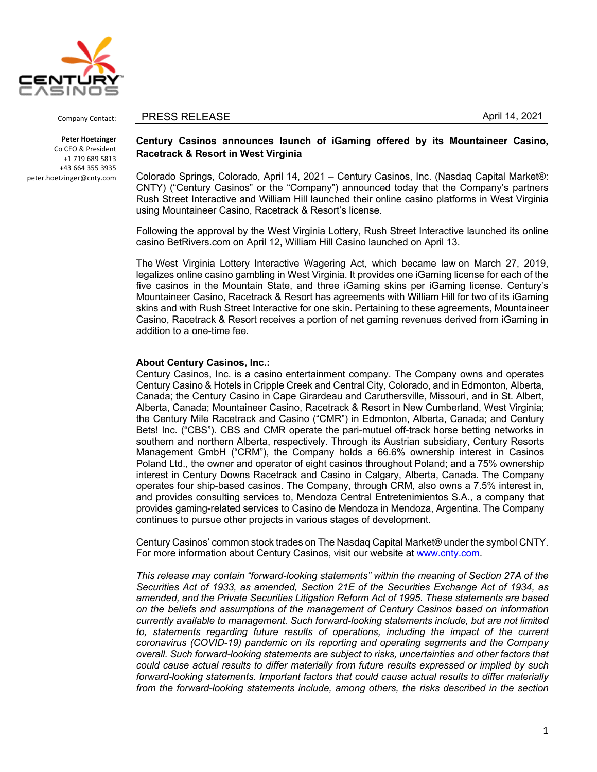Company Contact:

**Peter Hoetzinger**
Co CEO & President
+1 719 689 5813
+43 664 355 3935
peter.hoetzinger@cnty.com

PRESS RELEASE April 14, 2021

## Century Casinos announces launch of iGaming offered by its Mountaineer Casino, Racetrack & Resort in West Virginia

Colorado Springs, Colorado, April 14, 2021 – Century Casinos, Inc. (Nasdaq Capital Market®: CNTY) ("Century Casinos" or the "Company") announced today that the Company's partners Rush Street Interactive and William Hill launched their online casino platforms in West Virginia using Mountaineer Casino, Racetrack & Resort's license.

Following the approval by the West Virginia Lottery, Rush Street Interactive launched its online casino BetRivers.com on April 12, William Hill Casino launched on April 13.

The West Virginia Lottery Interactive Wagering Act, which became law on March 27, 2019, legalizes online casino gambling in West Virginia. It provides one iGaming license for each of the five casinos in the Mountain State, and three iGaming skins per iGaming license. Century's Mountaineer Casino, Racetrack & Resort has agreements with William Hill for two of its iGaming skins and with Rush Street Interactive for one skin. Pertaining to these agreements, Mountaineer Casino, Racetrack & Resort receives a portion of net gaming revenues derived from iGaming in addition to a one-time fee.

**About Century Casinos, Inc.:**

Century Casinos, Inc. is a casino entertainment company. The Company owns and operates Century Casino & Hotels in Cripple Creek and Central City, Colorado, and in Edmonton, Alberta, Canada; the Century Casino in Cape Girardeau and Caruthersville, Missouri, and in St. Albert, Alberta, Canada; Mountaineer Casino, Racetrack & Resort in New Cumberland, West Virginia; the Century Mile Racetrack and Casino ("CMR") in Edmonton, Alberta, Canada; and Century Bets! Inc. ("CBS"). CBS and CMR operate the pari-mutuel off-track horse betting networks in southern and northern Alberta, respectively. Through its Austrian subsidiary, Century Resorts Management GmbH ("CRM"), the Company holds a 66.6% ownership interest in Casinos Poland Ltd., the owner and operator of eight casinos throughout Poland; and a 75% ownership interest in Century Downs Racetrack and Casino in Calgary, Alberta, Canada. The Company operates four ship-based casinos. The Company, through CRM, also owns a 7.5% interest in, and provides consulting services to, Mendoza Central Entretenimientos S.A., a company that provides gaming-related services to Casino de Mendoza in Mendoza, Argentina. The Company continues to pursue other projects in various stages of development.

Century Casinos' common stock trades on The Nasdaq Capital Market® under the symbol CNTY. For more information about Century Casinos, visit our website at www.cnty.com.

*This release may contain "forward-looking statements" within the meaning of Section 27A of the Securities Act of 1933, as amended, Section 21E of the Securities Exchange Act of 1934, as amended, and the Private Securities Litigation Reform Act of 1995. These statements are based on the beliefs and assumptions of the management of Century Casinos based on information currently available to management. Such forward-looking statements include, but are not limited to, statements regarding future results of operations, including the impact of the current coronavirus (COVID-19) pandemic on its reporting and operating segments and the Company overall. Such forward-looking statements are subject to risks, uncertainties and other factors that could cause actual results to differ materially from future results expressed or implied by such forward-looking statements. Important factors that could cause actual results to differ materially from the forward-looking statements include, among others, the risks described in the section*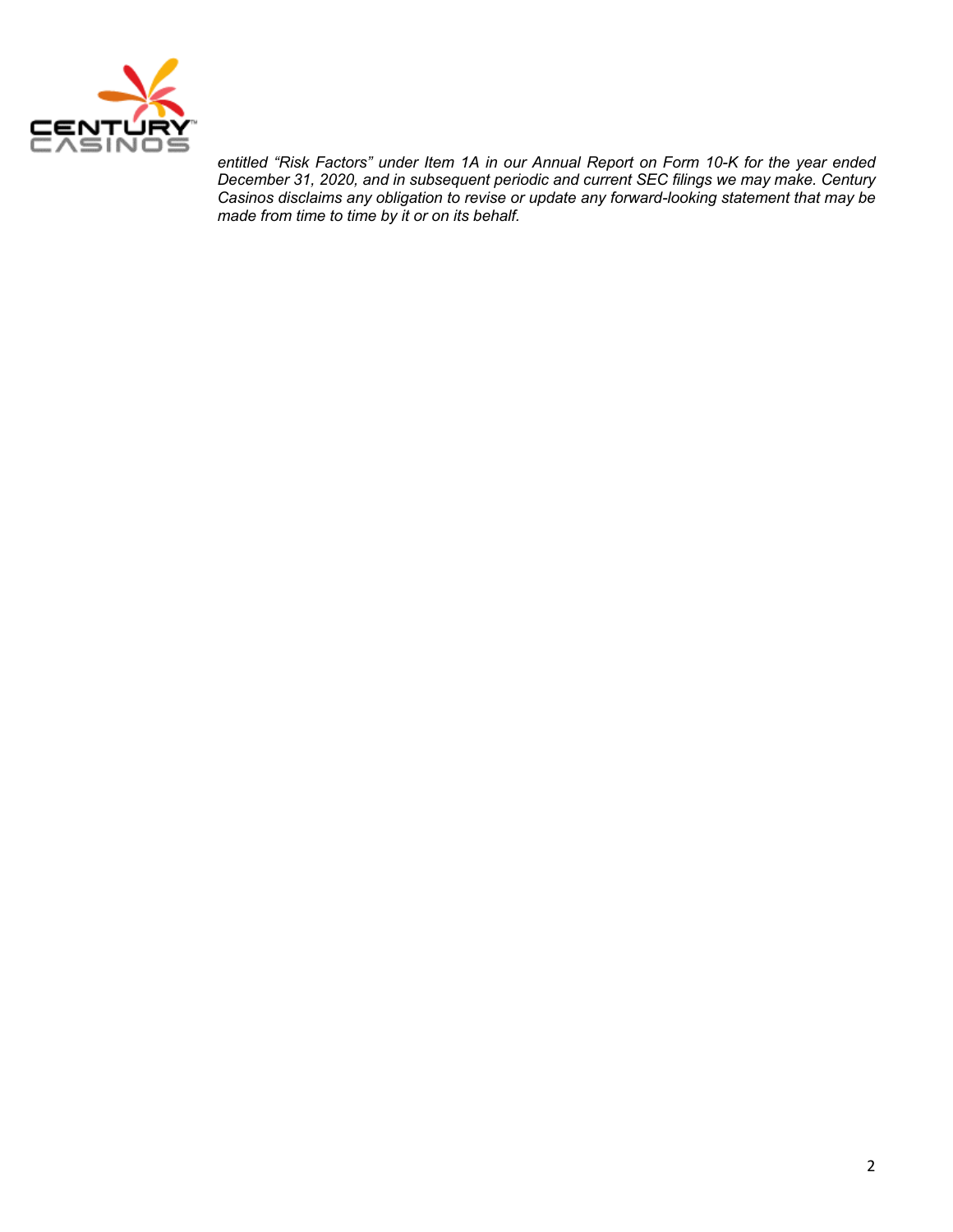*entitled "Risk Factors" under Item 1A in our Annual Report on Form 10-K for the year ended December 31, 2020, and in subsequent periodic and current SEC filings we may make. Century Casinos disclaims any obligation to revise or update any forward-looking statement that may be made from time to time by it or on its behalf.*